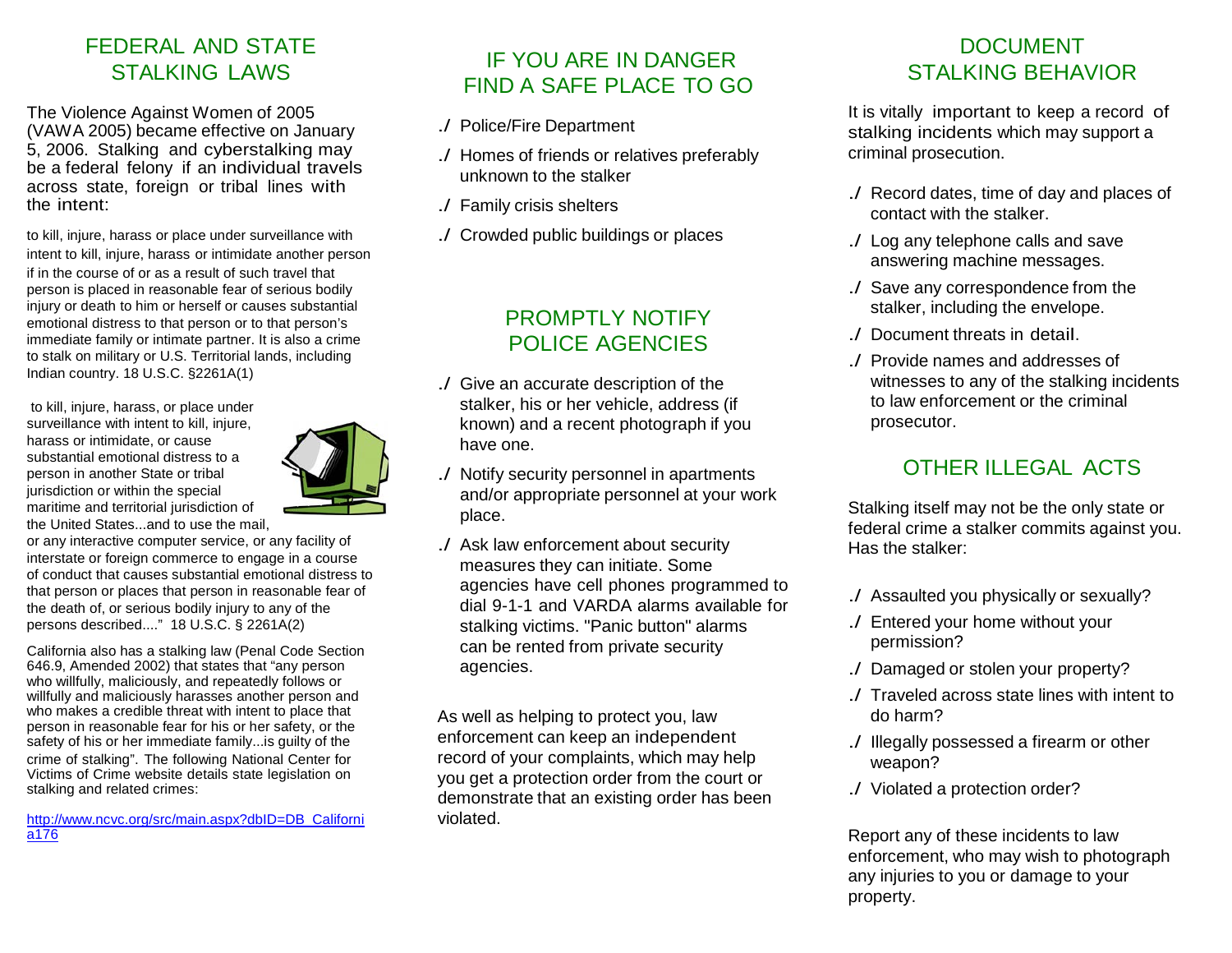## FEDERAL AND STATE STALKING LAWS

The Violence Against Women of 2005 (VAWA 2005) became effective on January 5, 2006. Stalking and cyberstalking may be a federal felony if an individual travels across state, foreign or tribal lines with the intent:

to kill, injure, harass or place under surveillance with intent to kill, injure, harass or intimidate another person if in the course of or as a result of such travel that person is placed in reasonable fear of serious bodily injury or death to him or herself or causes substantial emotional distress to that person or to that person's immediate family or intimate partner. It is also a crime to stalk on military or U.S. Territorial lands, including Indian country. 18 U.S.C. §2261A(1)

to kill, injure, harass, or place under surveillance with intent to kill, injure, harass or intimidate, or cause substantial emotional distress to a person in another State or tribal jurisdiction or within the special maritime and territorial jurisdiction of the United States...and to use the mail, or any interactive computer service, or any facility of interstate or foreign commerce to engage in a course of conduct that causes substantial emotional distress to that person or places that person in reasonable fear of the death of, or serious bodily injury to any of the persons described...." 18 U.S.C. § 2261A(2)

California also has a stalking law (Penal Code Section 646.9, Amended 2002) that states that "any person who willfully, maliciously, and repeatedly follows or willfully and maliciously harasses another person and who makes a credible threat with intent to place that person in reasonable fear for his or her safety, or the safety of his or her immediate family...is guilty of the crime of stalking". The following National Center for Victims of Crime website details state legislation on stalking and related crimes:

http://www.ncvc.org/src/main.aspx?dbID=DB_California176

## IF YOU ARE IN DANGER FIND A SAFE PLACE TO GO

- Police/Fire Department
- Homes of friends or relatives preferably unknown to the stalker
- Family crisis shelters
- Crowded public buildings or places

## PROMPTLY NOTIFY POLICE AGENCIES

- Give an accurate description of the stalker, his or her vehicle, address (if known) and a recent photograph if you have one.
- Notify security personnel in apartments and/or appropriate personnel at your work place.
- Ask law enforcement about security measures they can initiate. Some agencies have cell phones programmed to dial 9-1-1 and VARDA alarms available for stalking victims. "Panic button" alarms can be rented from private security agencies.

As well as helping to protect you, law enforcement can keep an independent record of your complaints, which may help you get a protection order from the court or demonstrate that an existing order has been violated.

## DOCUMENT STALKING BEHAVIOR

It is vitally important to keep a record of stalking incidents which may support a criminal prosecution.

- Record dates, time of day and places of contact with the stalker.
- Log any telephone calls and save answering machine messages.
- Save any correspondence from the stalker, including the envelope.
- Document threats in detail.
- Provide names and addresses of witnesses to any of the stalking incidents to law enforcement or the criminal prosecutor.

## OTHER ILLEGAL ACTS

Stalking itself may not be the only state or federal crime a stalker commits against you. Has the stalker:

- Assaulted you physically or sexually?
- Entered your home without your permission?
- Damaged or stolen your property?
- Traveled across state lines with intent to do harm?
- Illegally possessed a firearm or other weapon?
- Violated a protection order?

Report any of these incidents to law enforcement, who may wish to photograph any injuries to you or damage to your property.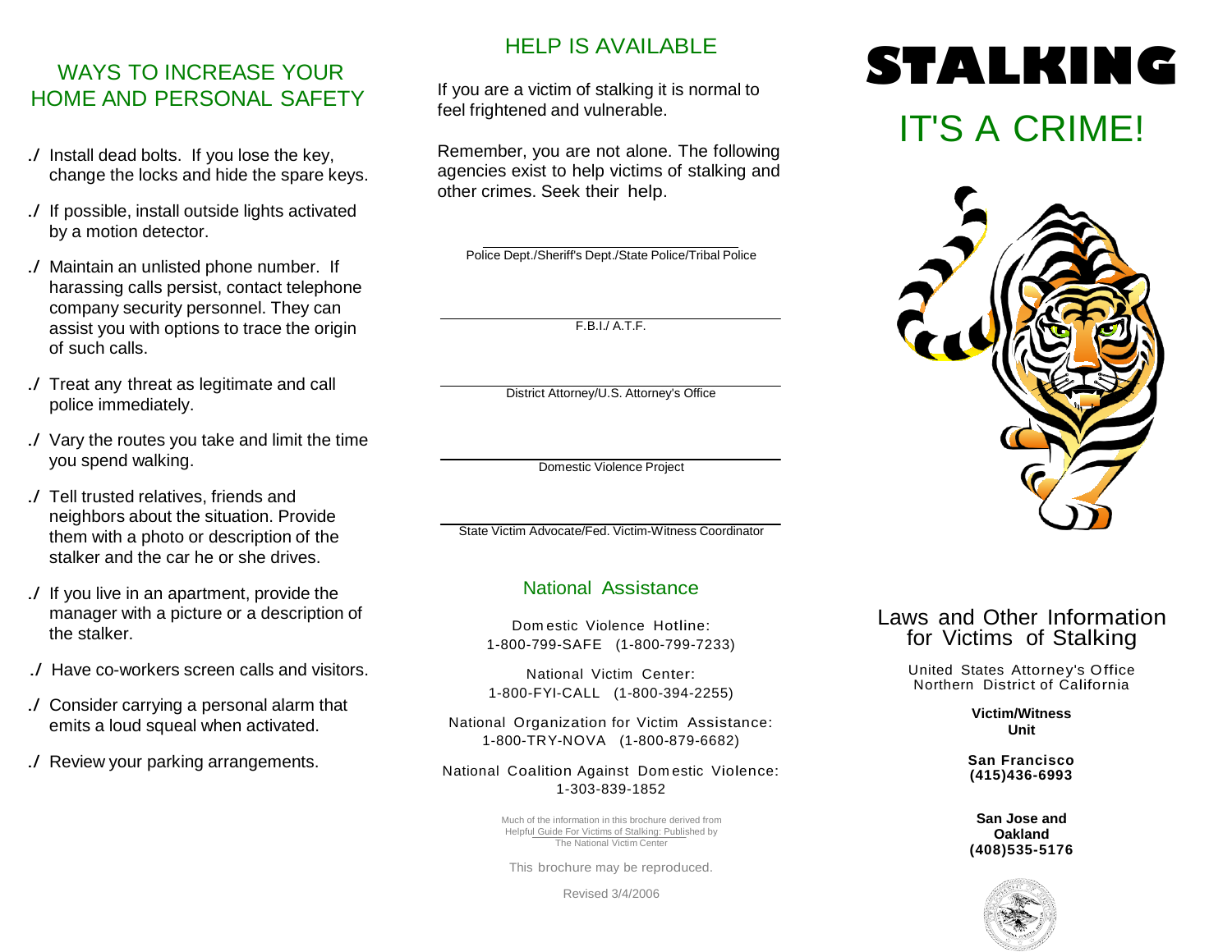## WAYS TO INCREASE YOUR HOME AND PERSONAL SAFETY

- Install dead bolts. If you lose the key, change the locks and hide the spare keys.
- If possible, install outside lights activated by a motion detector.
- Maintain an unlisted phone number. If harassing calls persist, contact telephone company security personnel. They can assist you with options to trace the origin of such calls.
- Treat any threat as legitimate and call police immediately.
- Vary the routes you take and limit the time you spend walking.
- Tell trusted relatives, friends and neighbors about the situation. Provide them with a photo or description of the stalker and the car he or she drives.
- If you live in an apartment, provide the manager with a picture or a description of the stalker.
- Have co-workers screen calls and visitors.
- Consider carrying a personal alarm that emits a loud squeal when activated.
- Review your parking arrangements.

## HELP IS AVAILABLE

If you are a victim of stalking it is normal to feel frightened and vulnerable.

Remember, you are not alone. The following agencies exist to help victims of stalking and other crimes. Seek their help.

\_\_\_\_\_\_\_\_\_\_\_\_\_\_\_\_\_\_\_\_\_\_\_\_\_\_\_\_\_\_\_\_
Police Dept./Sheriff's Dept./State Police/Tribal Police

\_\_\_\_\_\_\_\_\_\_\_\_\_\_\_\_\_\_\_\_\_\_\_\_\_\_\_\_\_\_\_\_
F.B.I./ A.T.F.

\_\_\_\_\_\_\_\_\_\_\_\_\_\_\_\_\_\_\_\_\_\_\_\_\_\_\_\_\_\_\_\_
District Attorney/U.S. Attorney's Office

\_\_\_\_\_\_\_\_\_\_\_\_\_\_\_\_\_\_\_\_\_\_\_\_\_\_\_\_\_\_\_\_
Domestic Violence Project

\_\_\_\_\_\_\_\_\_\_\_\_\_\_\_\_\_\_\_\_\_\_\_\_\_\_\_\_\_\_\_\_
State Victim Advocate/Fed. Victim-Witness Coordinator

### National Assistance

Domestic Violence Hotline:
1-800-799-SAFE (1-800-799-7233)

National Victim Center:
1-800-FYI-CALL (1-800-394-2255)

National Organization for Victim Assistance:
1-800-TRY-NOVA (1-800-879-6682)

National Coalition Against Domestic Violence:
1-303-839-1852

Much of the information in this brochure derived from Helpful Guide For Victims of Stalking: Published by The National Victim Center

This brochure may be reproduced.

Revised 3/4/2006

# STALKING

## IT'S A CRIME!

### Laws and Other Information for Victims of Stalking

United States Attorney's Office
Northern District of California

**Victim/Witness Unit**

**San Francisco**
**(415)436-6993**

**San Jose and Oakland**
**(408)535-5176**